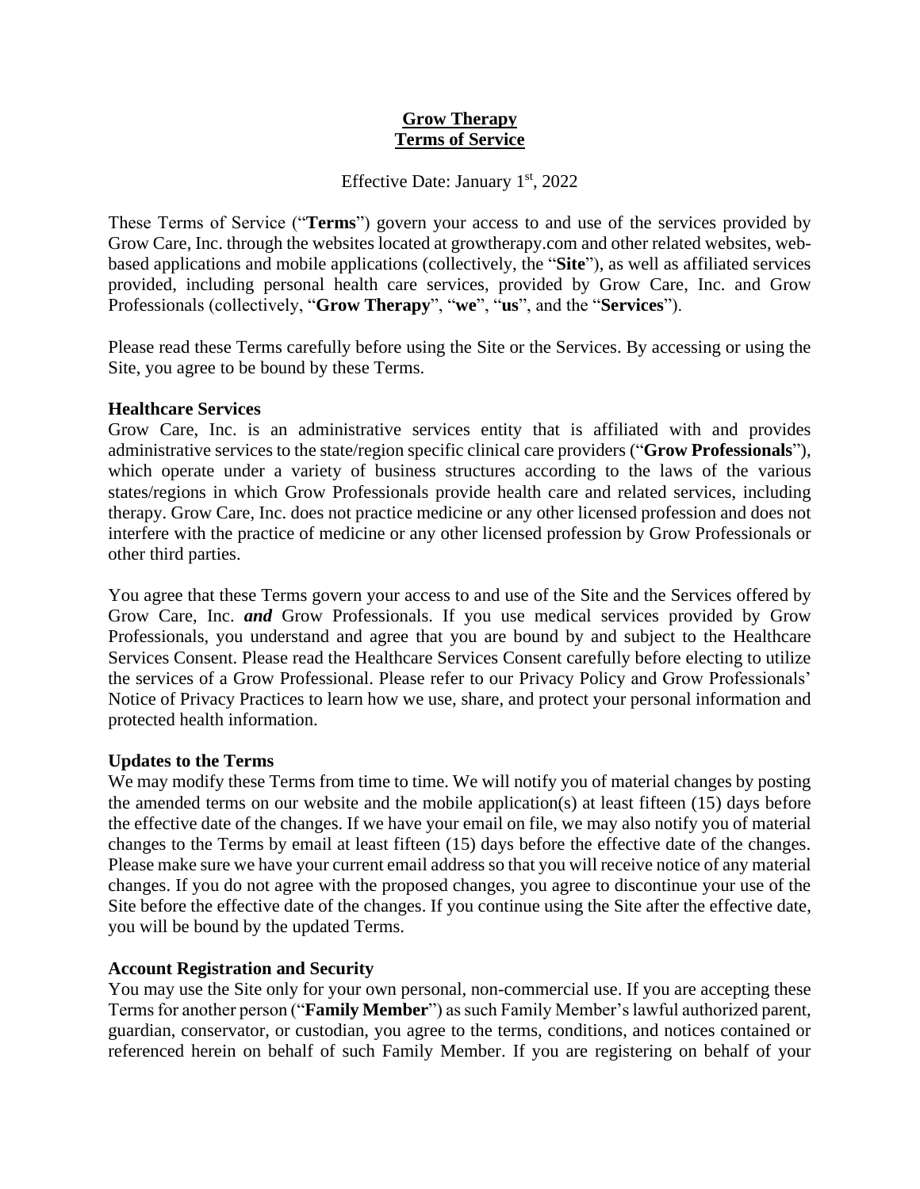# Grow Therapy
# Terms of Service

Effective Date: January 1st, 2022

These Terms of Service ("**Terms**") govern your access to and use of the services provided by Grow Care, Inc. through the websites located at growtherapy.com and other related websites, web-based applications and mobile applications (collectively, the "**Site**"), as well as affiliated services provided, including personal health care services, provided by Grow Care, Inc. and Grow Professionals (collectively, "**Grow Therapy**", "**we**", "**us**", and the "**Services**").

Please read these Terms carefully before using the Site or the Services. By accessing or using the Site, you agree to be bound by these Terms.

**Healthcare Services**

Grow Care, Inc. is an administrative services entity that is affiliated with and provides administrative services to the state/region specific clinical care providers ("**Grow Professionals**"), which operate under a variety of business structures according to the laws of the various states/regions in which Grow Professionals provide health care and related services, including therapy. Grow Care, Inc. does not practice medicine or any other licensed profession and does not interfere with the practice of medicine or any other licensed profession by Grow Professionals or other third parties.

You agree that these Terms govern your access to and use of the Site and the Services offered by Grow Care, Inc. ***and*** Grow Professionals. If you use medical services provided by Grow Professionals, you understand and agree that you are bound by and subject to the Healthcare Services Consent. Please read the Healthcare Services Consent carefully before electing to utilize the services of a Grow Professional. Please refer to our Privacy Policy and Grow Professionals' Notice of Privacy Practices to learn how we use, share, and protect your personal information and protected health information.

**Updates to the Terms**

We may modify these Terms from time to time. We will notify you of material changes by posting the amended terms on our website and the mobile application(s) at least fifteen (15) days before the effective date of the changes. If we have your email on file, we may also notify you of material changes to the Terms by email at least fifteen (15) days before the effective date of the changes. Please make sure we have your current email address so that you will receive notice of any material changes. If you do not agree with the proposed changes, you agree to discontinue your use of the Site before the effective date of the changes. If you continue using the Site after the effective date, you will be bound by the updated Terms.

**Account Registration and Security**

You may use the Site only for your own personal, non-commercial use. If you are accepting these Terms for another person ("**Family Member**") as such Family Member's lawful authorized parent, guardian, conservator, or custodian, you agree to the terms, conditions, and notices contained or referenced herein on behalf of such Family Member. If you are registering on behalf of your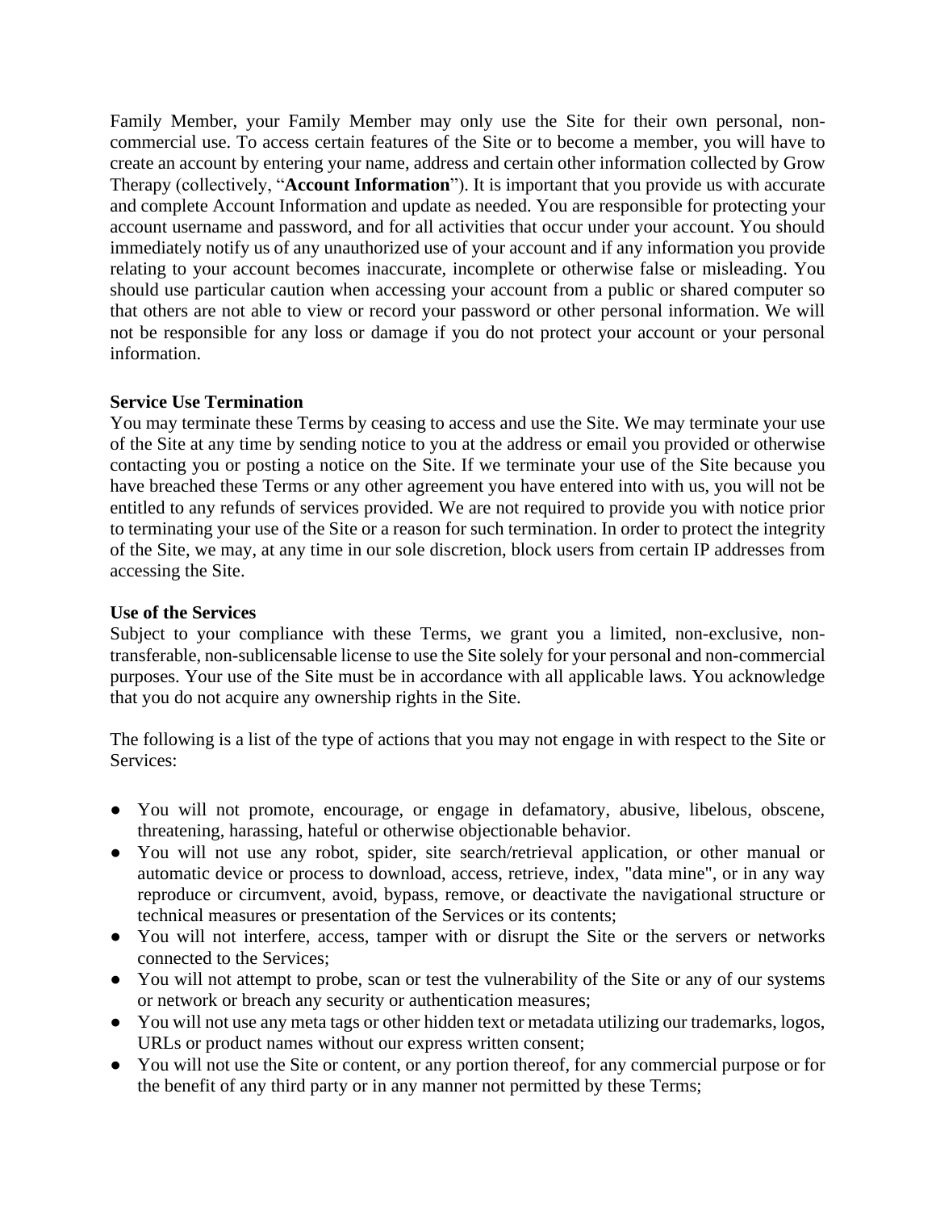Family Member, your Family Member may only use the Site for their own personal, non-commercial use. To access certain features of the Site or to become a member, you will have to create an account by entering your name, address and certain other information collected by Grow Therapy (collectively, "**Account Information**"). It is important that you provide us with accurate and complete Account Information and update as needed. You are responsible for protecting your account username and password, and for all activities that occur under your account. You should immediately notify us of any unauthorized use of your account and if any information you provide relating to your account becomes inaccurate, incomplete or otherwise false or misleading. You should use particular caution when accessing your account from a public or shared computer so that others are not able to view or record your password or other personal information. We will not be responsible for any loss or damage if you do not protect your account or your personal information.

**Service Use Termination**

You may terminate these Terms by ceasing to access and use the Site. We may terminate your use of the Site at any time by sending notice to you at the address or email you provided or otherwise contacting you or posting a notice on the Site. If we terminate your use of the Site because you have breached these Terms or any other agreement you have entered into with us, you will not be entitled to any refunds of services provided. We are not required to provide you with notice prior to terminating your use of the Site or a reason for such termination. In order to protect the integrity of the Site, we may, at any time in our sole discretion, block users from certain IP addresses from accessing the Site.

**Use of the Services**

Subject to your compliance with these Terms, we grant you a limited, non-exclusive, non-transferable, non-sublicensable license to use the Site solely for your personal and non-commercial purposes. Your use of the Site must be in accordance with all applicable laws. You acknowledge that you do not acquire any ownership rights in the Site.

The following is a list of the type of actions that you may not engage in with respect to the Site or Services:

- You will not promote, encourage, or engage in defamatory, abusive, libelous, obscene, threatening, harassing, hateful or otherwise objectionable behavior.
- You will not use any robot, spider, site search/retrieval application, or other manual or automatic device or process to download, access, retrieve, index, "data mine", or in any way reproduce or circumvent, avoid, bypass, remove, or deactivate the navigational structure or technical measures or presentation of the Services or its contents;
- You will not interfere, access, tamper with or disrupt the Site or the servers or networks connected to the Services;
- You will not attempt to probe, scan or test the vulnerability of the Site or any of our systems or network or breach any security or authentication measures;
- You will not use any meta tags or other hidden text or metadata utilizing our trademarks, logos, URLs or product names without our express written consent;
- You will not use the Site or content, or any portion thereof, for any commercial purpose or for the benefit of any third party or in any manner not permitted by these Terms;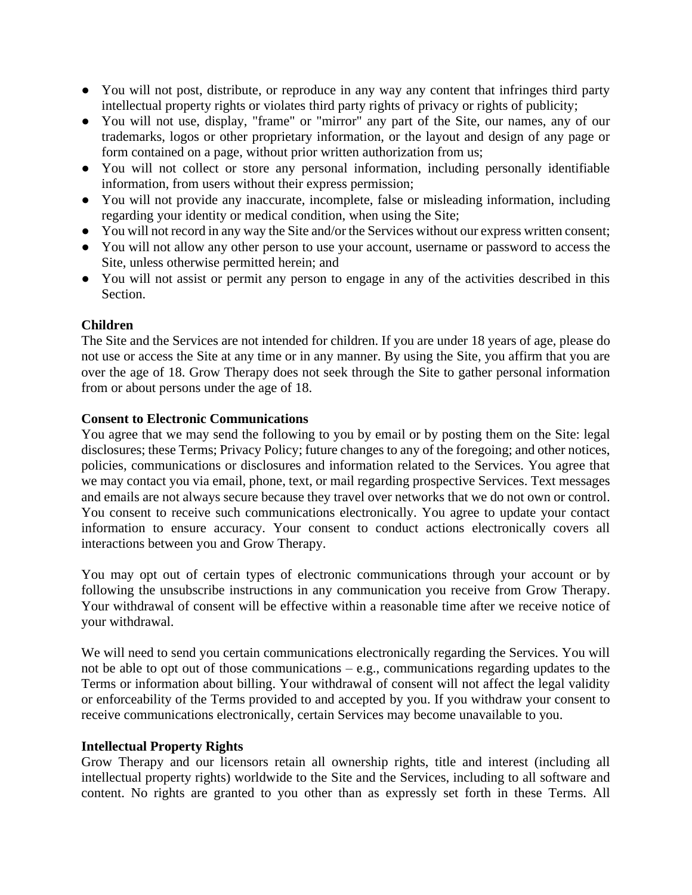- You will not post, distribute, or reproduce in any way any content that infringes third party intellectual property rights or violates third party rights of privacy or rights of publicity;
- You will not use, display, "frame" or "mirror" any part of the Site, our names, any of our trademarks, logos or other proprietary information, or the layout and design of any page or form contained on a page, without prior written authorization from us;
- You will not collect or store any personal information, including personally identifiable information, from users without their express permission;
- You will not provide any inaccurate, incomplete, false or misleading information, including regarding your identity or medical condition, when using the Site;
- You will not record in any way the Site and/or the Services without our express written consent;
- You will not allow any other person to use your account, username or password to access the Site, unless otherwise permitted herein; and
- You will not assist or permit any person to engage in any of the activities described in this Section.

**Children**

The Site and the Services are not intended for children. If you are under 18 years of age, please do not use or access the Site at any time or in any manner. By using the Site, you affirm that you are over the age of 18. Grow Therapy does not seek through the Site to gather personal information from or about persons under the age of 18.

**Consent to Electronic Communications**

You agree that we may send the following to you by email or by posting them on the Site: legal disclosures; these Terms; Privacy Policy; future changes to any of the foregoing; and other notices, policies, communications or disclosures and information related to the Services. You agree that we may contact you via email, phone, text, or mail regarding prospective Services. Text messages and emails are not always secure because they travel over networks that we do not own or control. You consent to receive such communications electronically. You agree to update your contact information to ensure accuracy. Your consent to conduct actions electronically covers all interactions between you and Grow Therapy.

You may opt out of certain types of electronic communications through your account or by following the unsubscribe instructions in any communication you receive from Grow Therapy. Your withdrawal of consent will be effective within a reasonable time after we receive notice of your withdrawal.

We will need to send you certain communications electronically regarding the Services. You will not be able to opt out of those communications – e.g., communications regarding updates to the Terms or information about billing. Your withdrawal of consent will not affect the legal validity or enforceability of the Terms provided to and accepted by you. If you withdraw your consent to receive communications electronically, certain Services may become unavailable to you.

**Intellectual Property Rights**

Grow Therapy and our licensors retain all ownership rights, title and interest (including all intellectual property rights) worldwide to the Site and the Services, including to all software and content. No rights are granted to you other than as expressly set forth in these Terms. All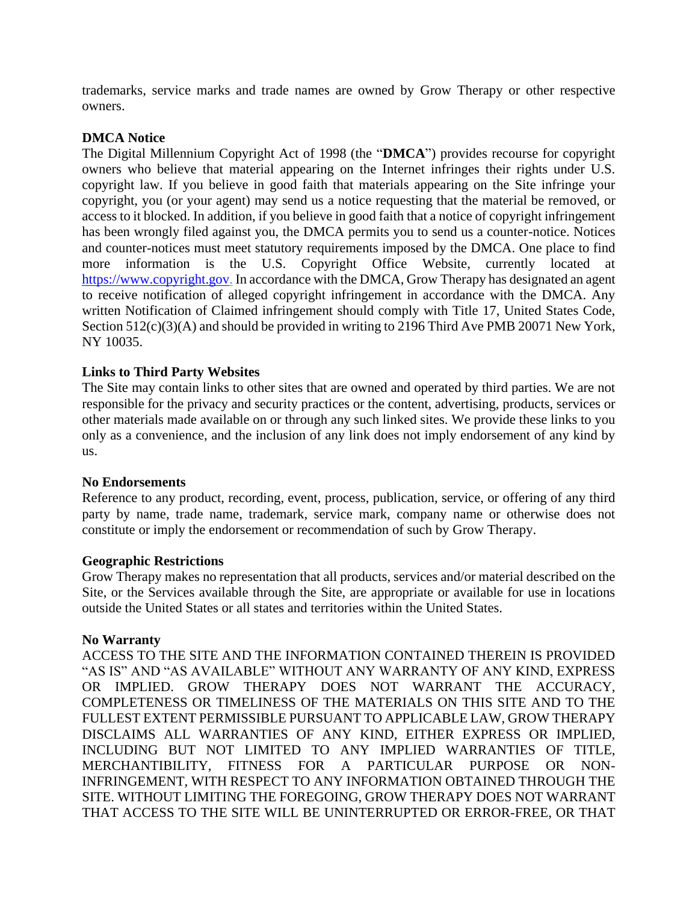trademarks, service marks and trade names are owned by Grow Therapy or other respective owners.

**DMCA Notice**

The Digital Millennium Copyright Act of 1998 (the "**DMCA**") provides recourse for copyright owners who believe that material appearing on the Internet infringes their rights under U.S. copyright law. If you believe in good faith that materials appearing on the Site infringe your copyright, you (or your agent) may send us a notice requesting that the material be removed, or access to it blocked. In addition, if you believe in good faith that a notice of copyright infringement has been wrongly filed against you, the DMCA permits you to send us a counter-notice. Notices and counter-notices must meet statutory requirements imposed by the DMCA. One place to find more information is the U.S. Copyright Office Website, currently located at https://www.copyright.gov. In accordance with the DMCA, Grow Therapy has designated an agent to receive notification of alleged copyright infringement in accordance with the DMCA. Any written Notification of Claimed infringement should comply with Title 17, United States Code, Section 512(c)(3)(A) and should be provided in writing to 2196 Third Ave PMB 20071 New York, NY 10035.

**Links to Third Party Websites**

The Site may contain links to other sites that are owned and operated by third parties. We are not responsible for the privacy and security practices or the content, advertising, products, services or other materials made available on or through any such linked sites. We provide these links to you only as a convenience, and the inclusion of any link does not imply endorsement of any kind by us.

**No Endorsements**

Reference to any product, recording, event, process, publication, service, or offering of any third party by name, trade name, trademark, service mark, company name or otherwise does not constitute or imply the endorsement or recommendation of such by Grow Therapy.

**Geographic Restrictions**

Grow Therapy makes no representation that all products, services and/or material described on the Site, or the Services available through the Site, are appropriate or available for use in locations outside the United States or all states and territories within the United States.

**No Warranty**

ACCESS TO THE SITE AND THE INFORMATION CONTAINED THEREIN IS PROVIDED "AS IS" AND "AS AVAILABLE" WITHOUT ANY WARRANTY OF ANY KIND, EXPRESS OR IMPLIED. GROW THERAPY DOES NOT WARRANT THE ACCURACY, COMPLETENESS OR TIMELINESS OF THE MATERIALS ON THIS SITE AND TO THE FULLEST EXTENT PERMISSIBLE PURSUANT TO APPLICABLE LAW, GROW THERAPY DISCLAIMS ALL WARRANTIES OF ANY KIND, EITHER EXPRESS OR IMPLIED, INCLUDING BUT NOT LIMITED TO ANY IMPLIED WARRANTIES OF TITLE, MERCHANTIBILITY, FITNESS FOR A PARTICULAR PURPOSE OR NON-INFRINGEMENT, WITH RESPECT TO ANY INFORMATION OBTAINED THROUGH THE SITE. WITHOUT LIMITING THE FOREGOING, GROW THERAPY DOES NOT WARRANT THAT ACCESS TO THE SITE WILL BE UNINTERRUPTED OR ERROR-FREE, OR THAT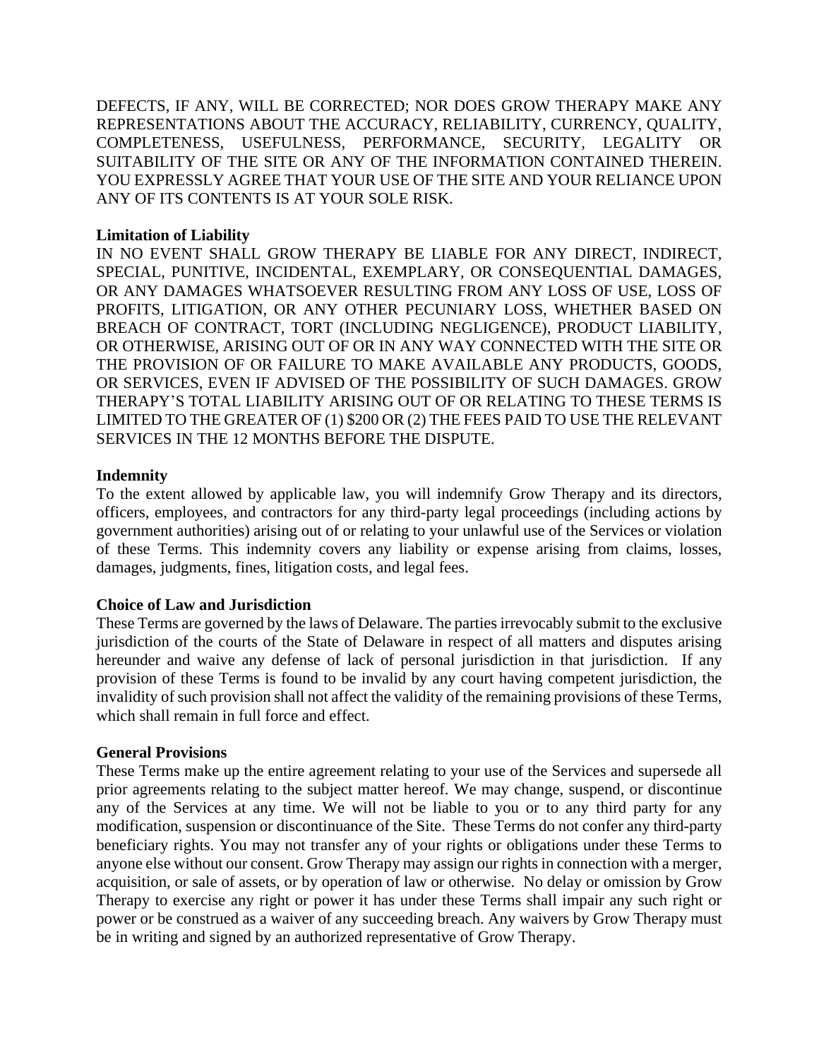DEFECTS, IF ANY, WILL BE CORRECTED; NOR DOES GROW THERAPY MAKE ANY REPRESENTATIONS ABOUT THE ACCURACY, RELIABILITY, CURRENCY, QUALITY, COMPLETENESS, USEFULNESS, PERFORMANCE, SECURITY, LEGALITY OR SUITABILITY OF THE SITE OR ANY OF THE INFORMATION CONTAINED THEREIN. YOU EXPRESSLY AGREE THAT YOUR USE OF THE SITE AND YOUR RELIANCE UPON ANY OF ITS CONTENTS IS AT YOUR SOLE RISK.

**Limitation of Liability**

IN NO EVENT SHALL GROW THERAPY BE LIABLE FOR ANY DIRECT, INDIRECT, SPECIAL, PUNITIVE, INCIDENTAL, EXEMPLARY, OR CONSEQUENTIAL DAMAGES, OR ANY DAMAGES WHATSOEVER RESULTING FROM ANY LOSS OF USE, LOSS OF PROFITS, LITIGATION, OR ANY OTHER PECUNIARY LOSS, WHETHER BASED ON BREACH OF CONTRACT, TORT (INCLUDING NEGLIGENCE), PRODUCT LIABILITY, OR OTHERWISE, ARISING OUT OF OR IN ANY WAY CONNECTED WITH THE SITE OR THE PROVISION OF OR FAILURE TO MAKE AVAILABLE ANY PRODUCTS, GOODS, OR SERVICES, EVEN IF ADVISED OF THE POSSIBILITY OF SUCH DAMAGES. GROW THERAPY'S TOTAL LIABILITY ARISING OUT OF OR RELATING TO THESE TERMS IS LIMITED TO THE GREATER OF (1) $200 OR (2) THE FEES PAID TO USE THE RELEVANT SERVICES IN THE 12 MONTHS BEFORE THE DISPUTE.

**Indemnity**

To the extent allowed by applicable law, you will indemnify Grow Therapy and its directors, officers, employees, and contractors for any third-party legal proceedings (including actions by government authorities) arising out of or relating to your unlawful use of the Services or violation of these Terms. This indemnity covers any liability or expense arising from claims, losses, damages, judgments, fines, litigation costs, and legal fees.

**Choice of Law and Jurisdiction**

These Terms are governed by the laws of Delaware. The parties irrevocably submit to the exclusive jurisdiction of the courts of the State of Delaware in respect of all matters and disputes arising hereunder and waive any defense of lack of personal jurisdiction in that jurisdiction. If any provision of these Terms is found to be invalid by any court having competent jurisdiction, the invalidity of such provision shall not affect the validity of the remaining provisions of these Terms, which shall remain in full force and effect.

**General Provisions**

These Terms make up the entire agreement relating to your use of the Services and supersede all prior agreements relating to the subject matter hereof. We may change, suspend, or discontinue any of the Services at any time. We will not be liable to you or to any third party for any modification, suspension or discontinuance of the Site. These Terms do not confer any third-party beneficiary rights. You may not transfer any of your rights or obligations under these Terms to anyone else without our consent. Grow Therapy may assign our rights in connection with a merger, acquisition, or sale of assets, or by operation of law or otherwise. No delay or omission by Grow Therapy to exercise any right or power it has under these Terms shall impair any such right or power or be construed as a waiver of any succeeding breach. Any waivers by Grow Therapy must be in writing and signed by an authorized representative of Grow Therapy.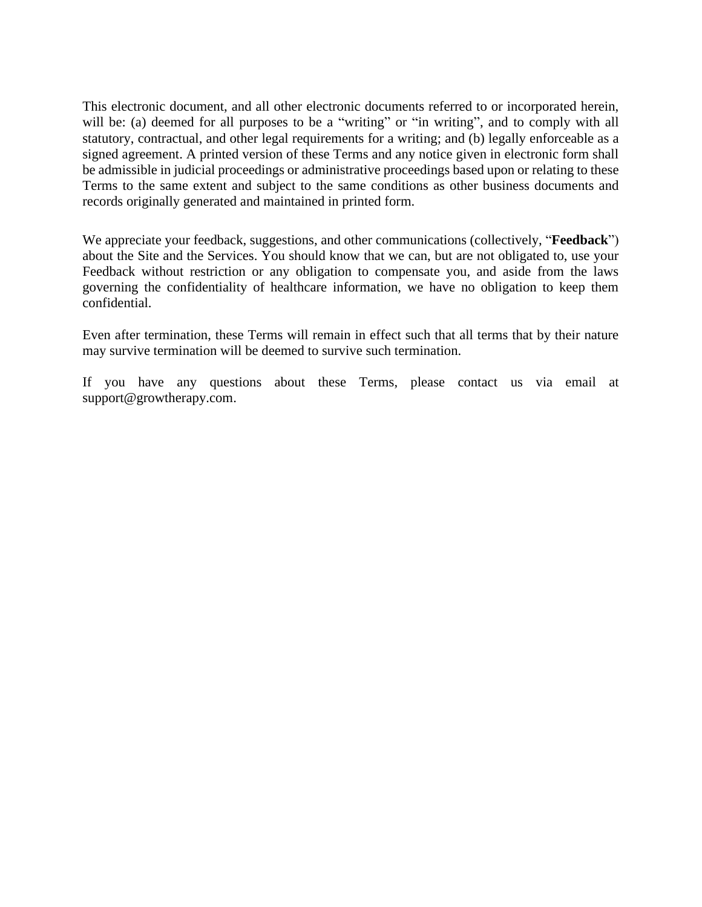This electronic document, and all other electronic documents referred to or incorporated herein, will be: (a) deemed for all purposes to be a "writing" or "in writing", and to comply with all statutory, contractual, and other legal requirements for a writing; and (b) legally enforceable as a signed agreement. A printed version of these Terms and any notice given in electronic form shall be admissible in judicial proceedings or administrative proceedings based upon or relating to these Terms to the same extent and subject to the same conditions as other business documents and records originally generated and maintained in printed form.

We appreciate your feedback, suggestions, and other communications (collectively, "**Feedback**") about the Site and the Services. You should know that we can, but are not obligated to, use your Feedback without restriction or any obligation to compensate you, and aside from the laws governing the confidentiality of healthcare information, we have no obligation to keep them confidential.

Even after termination, these Terms will remain in effect such that all terms that by their nature may survive termination will be deemed to survive such termination.

If you have any questions about these Terms, please contact us via email at support@growtherapy.com.